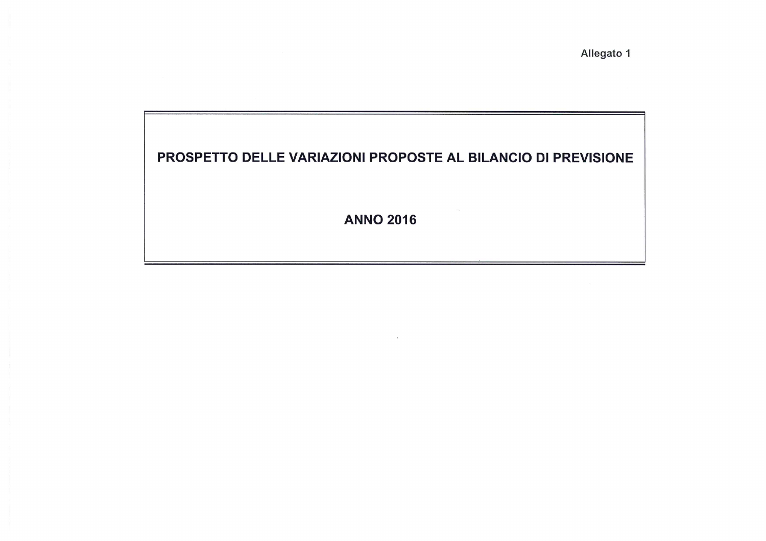Allegato 1

# PROSPETTO DELLE VARIAZIONI PROPOSTE AL BILANCIO DI PREVISIONE

## ANNO 2016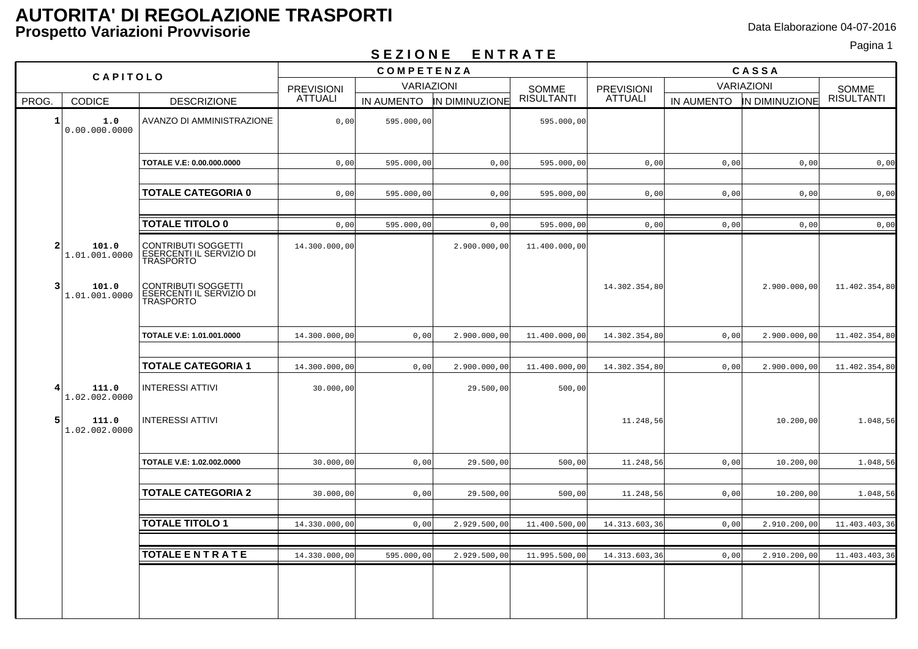# AUTORITA' DI REGOLAZIONE TRASPORTI

## Prospetto Variazioni Provvisorie

Data Elaborazione 04-07-2016

### S E Z I O N E   E N T R A T E

| CAPITOLO | | | COMPETENZA | | | | CASSA | | | |
|---|---|---|---|---|---|---|---|---|---|---|
| | | | PREVISIONI ATTUALI | VARIAZIONI | | SOMME RISULTANTI | PREVISIONI ATTUALI | VARIAZIONI | | SOMME RISULTANTI |
| PROG. | CODICE | DESCRIZIONE | | IN AUMENTO | IN DIMINUZIONE | | | IN AUMENTO | IN DIMINUZIONE | |
| 1 | 1.0 0.00.000.0000 | AVANZO DI AMMINISTRAZIONE | 0,00 | 595.000,00 | | 595.000,00 | | | | |
| | | **TOTALE V.E: 0.00.000.0000** | 0,00 | 595.000,00 | 0,00 | 595.000,00 | 0,00 | 0,00 | 0,00 | 0,00 |
| | | **TOTALE CATEGORIA 0** | 0,00 | 595.000,00 | 0,00 | 595.000,00 | 0,00 | 0,00 | 0,00 | 0,00 |
| | | **TOTALE TITOLO 0** | 0,00 | 595.000,00 | 0,00 | 595.000,00 | 0,00 | 0,00 | 0,00 | 0,00 |
| 2 | 101.0 1.01.001.0000 | CONTRIBUTI SOGGETTI ESERCENTI IL SERVIZIO DI TRASPORTO | 14.300.000,00 | | 2.900.000,00 | 11.400.000,00 | | | | |
| 3 | 101.0 1.01.001.0000 | CONTRIBUTI SOGGETTI ESERCENTI IL SERVIZIO DI TRASPORTO | | | | | 14.302.354,80 | | 2.900.000,00 | 11.402.354,80 |
| | | **TOTALE V.E: 1.01.001.0000** | 14.300.000,00 | 0,00 | 2.900.000,00 | 11.400.000,00 | 14.302.354,80 | 0,00 | 2.900.000,00 | 11.402.354,80 |
| | | **TOTALE CATEGORIA 1** | 14.300.000,00 | 0,00 | 2.900.000,00 | 11.400.000,00 | 14.302.354,80 | 0,00 | 2.900.000,00 | 11.402.354,80 |
| 4 | 111.0 1.02.002.0000 | INTERESSI ATTIVI | 30.000,00 | | 29.500,00 | 500,00 | | | | |
| 5 | 111.0 1.02.002.0000 | INTERESSI ATTIVI | | | | | 11.248,56 | | 10.200,00 | 1.048,56 |
| | | **TOTALE V.E: 1.02.002.0000** | 30.000,00 | 0,00 | 29.500,00 | 500,00 | 11.248,56 | 0,00 | 10.200,00 | 1.048,56 |
| | | **TOTALE CATEGORIA 2** | 30.000,00 | 0,00 | 29.500,00 | 500,00 | 11.248,56 | 0,00 | 10.200,00 | 1.048,56 |
| | | **TOTALE TITOLO 1** | 14.330.000,00 | 0,00 | 2.929.500,00 | 11.400.500,00 | 14.313.603,36 | 0,00 | 2.910.200,00 | 11.403.403,36 |
| | | **TOTALE E N T R A T E** | 14.330.000,00 | 595.000,00 | 2.929.500,00 | 11.995.500,00 | 14.313.603,36 | 0,00 | 2.910.200,00 | 11.403.403,36 |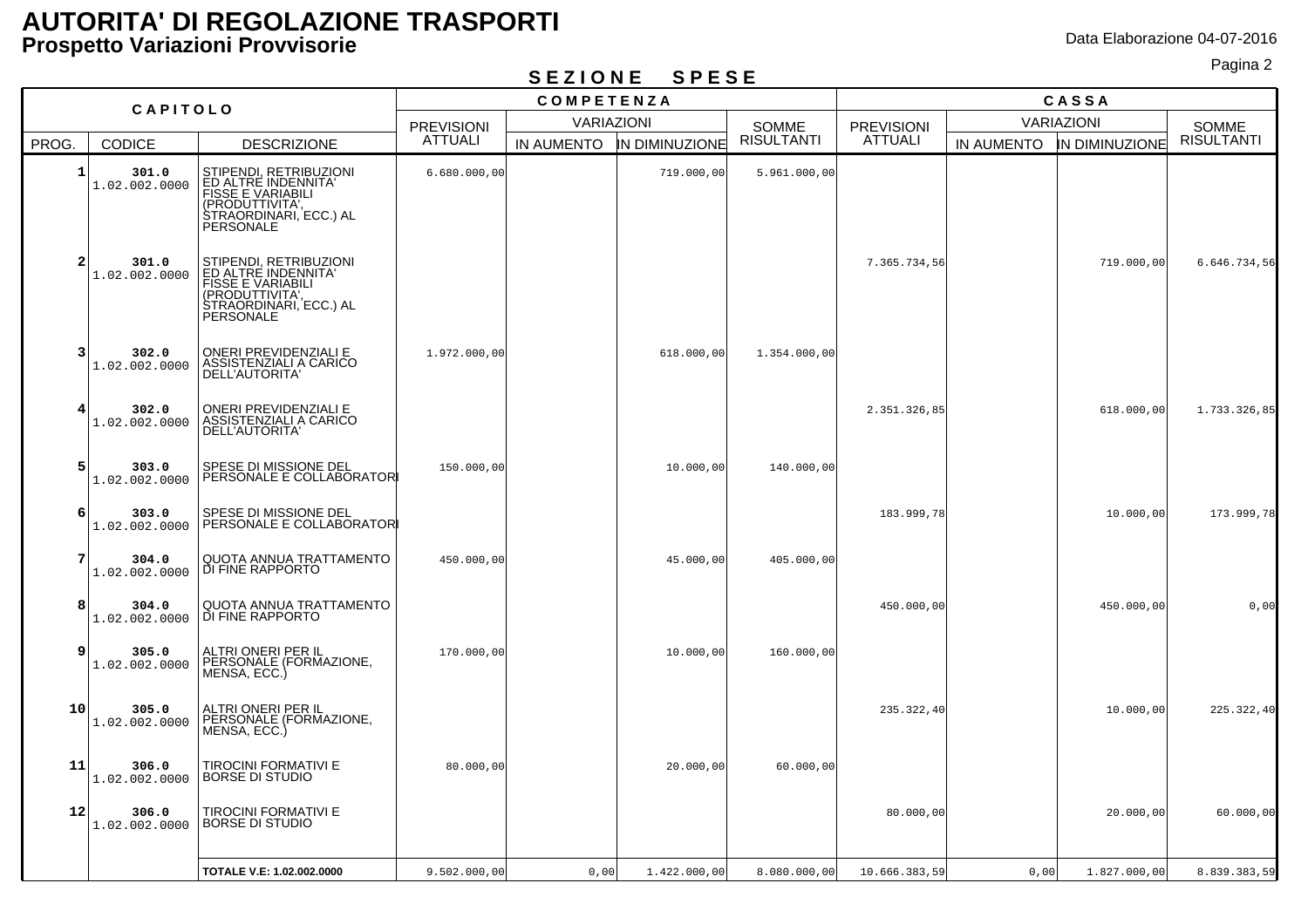# AUTORITA' DI REGOLAZIONE TRASPORTI

## Prospetto Variazioni Provvisorie

Data Elaborazione 04-07-2016

**SEZIONE SPESE**

| CAPITOLO | | | COMPETENZA | | | | CASSA | | | |
|---|---|---|---|---|---|---|---|---|---|---|
| | | | PREVISIONI ATTUALI | VARIAZIONI | | SOMME RISULTANTI | PREVISIONI ATTUALI | VARIAZIONI | | SOMME RISULTANTI |
| PROG. | CODICE | DESCRIZIONE | | IN AUMENTO | IN DIMINUZIONE | | | IN AUMENTO | IN DIMINUZIONE | |
| 1 | **301.0** 1.02.002.0000 | STIPENDI, RETRIBUZIONI ED ALTRE INDENNITA' FISSE E VARIABILI (PRODUTTIVITA', STRAORDINARI, ECC.) AL PERSONALE | 6.680.000,00 | | 719.000,00 | 5.961.000,00 | | | | |
| 2 | **301.0** 1.02.002.0000 | STIPENDI, RETRIBUZIONI ED ALTRE INDENNITA' FISSE E VARIABILI (PRODUTTIVITA', STRAORDINARI, ECC.) AL PERSONALE | | | | | 7.365.734,56 | | 719.000,00 | 6.646.734,56 |
| 3 | **302.0** 1.02.002.0000 | ONERI PREVIDENZIALI E ASSISTENZIALI A CARICO DELL'AUTORITA' | 1.972.000,00 | | 618.000,00 | 1.354.000,00 | | | | |
| 4 | **302.0** 1.02.002.0000 | ONERI PREVIDENZIALI E ASSISTENZIALI A CARICO DELL'AUTORITA' | | | | | 2.351.326,85 | | 618.000,00 | 1.733.326,85 |
| 5 | **303.0** 1.02.002.0000 | SPESE DI MISSIONE DEL PERSONALE E COLLABORATORI | 150.000,00 | | 10.000,00 | 140.000,00 | | | | |
| 6 | **303.0** 1.02.002.0000 | SPESE DI MISSIONE DEL PERSONALE E COLLABORATORI | | | | | 183.999,78 | | 10.000,00 | 173.999,78 |
| 7 | **304.0** 1.02.002.0000 | QUOTA ANNUA TRATTAMENTO DI FINE RAPPORTO | 450.000,00 | | 45.000,00 | 405.000,00 | | | | |
| 8 | **304.0** 1.02.002.0000 | QUOTA ANNUA TRATTAMENTO DI FINE RAPPORTO | | | | | 450.000,00 | | 450.000,00 | 0,00 |
| 9 | **305.0** 1.02.002.0000 | ALTRI ONERI PER IL PERSONALE (FORMAZIONE, MENSA, ECC.) | 170.000,00 | | 10.000,00 | 160.000,00 | | | | |
| 10 | **305.0** 1.02.002.0000 | ALTRI ONERI PER IL PERSONALE (FORMAZIONE, MENSA, ECC.) | | | | | 235.322,40 | | 10.000,00 | 225.322,40 |
| 11 | **306.0** 1.02.002.0000 | TIROCINI FORMATIVI E BORSE DI STUDIO | 80.000,00 | | 20.000,00 | 60.000,00 | | | | |
| 12 | **306.0** 1.02.002.0000 | TIROCINI FORMATIVI E BORSE DI STUDIO | | | | | 80.000,00 | | 20.000,00 | 60.000,00 |
| | | **TOTALE V.E: 1.02.002.0000** | 9.502.000,00 | 0,00 | 1.422.000,00 | 8.080.000,00 | 10.666.383,59 | 0,00 | 1.827.000,00 | 8.839.383,59 |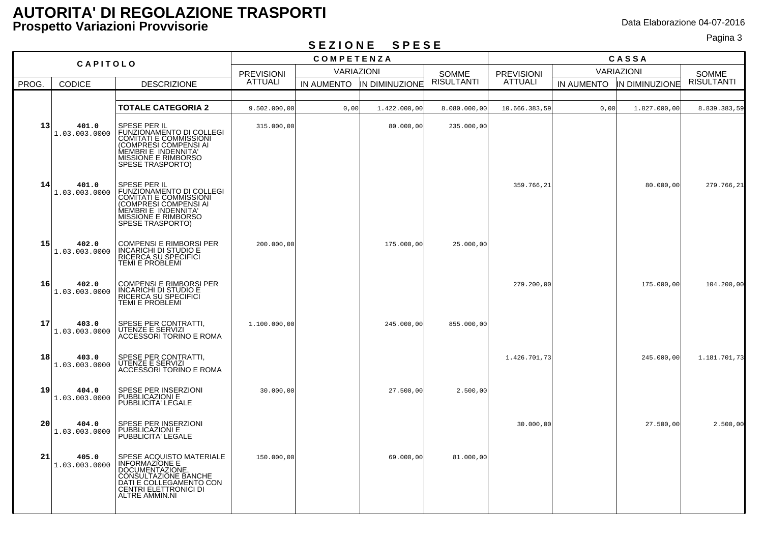# AUTORITA' DI REGOLAZIONE TRASPORTI

## Prospetto Variazioni Provvisorie

Data Elaborazione 04-07-2016

**SEZIONE SPESE**

| CAPITOLO | | | COMPETENZA | | | | CASSA | | | |
|---|---|---|---|---|---|---|---|---|---|---|
| PROG. | CODICE | DESCRIZIONE | PREVISIONI ATTUALI | VARIAZIONI IN AUMENTO | VARIAZIONI IN DIMINUZIONE | SOMME RISULTANTI | PREVISIONI ATTUALI | VARIAZIONI IN AUMENTO | VARIAZIONI IN DIMINUZIONE | SOMME RISULTANTI |
| | | **TOTALE CATEGORIA 2** | 9.502.000,00 | 0,00 | 1.422.000,00 | 8.080.000,00 | 10.666.383,59 | 0,00 | 1.827.000,00 | 8.839.383,59 |
| **13** | **401.0** 1.03.003.0000 | SPESE PER IL FUNZIONAMENTO DI COLLEGI COMITATI E COMMISSIONI (COMPRESI COMPENSI AI MEMBRI E INDENNITA' MISSIONE E RIMBORSO SPESE TRASPORTO) | 315.000,00 | | 80.000,00 | 235.000,00 | | | | |
| **14** | **401.0** 1.03.003.0000 | SPESE PER IL FUNZIONAMENTO DI COLLEGI COMITATI E COMMISSIONI (COMPRESI COMPENSI AI MEMBRI E INDENNITA' MISSIONE E RIMBORSO SPESE TRASPORTO) | | | | | 359.766,21 | | 80.000,00 | 279.766,21 |
| **15** | **402.0** 1.03.003.0000 | COMPENSI E RIMBORSI PER INCARICHI DI STUDIO E RICERCA SU SPECIFICI TEMI E PROBLEMI | 200.000,00 | | 175.000,00 | 25.000,00 | | | | |
| **16** | **402.0** 1.03.003.0000 | COMPENSI E RIMBORSI PER INCARICHI DI STUDIO E RICERCA SU SPECIFICI TEMI E PROBLEMI | | | | | 279.200,00 | | 175.000,00 | 104.200,00 |
| **17** | **403.0** 1.03.003.0000 | SPESE PER CONTRATTI, UTENZE E SERVIZI ACCESSORI TORINO E ROMA | 1.100.000,00 | | 245.000,00 | 855.000,00 | | | | |
| **18** | **403.0** 1.03.003.0000 | SPESE PER CONTRATTI, UTENZE E SERVIZI ACCESSORI TORINO E ROMA | | | | | 1.426.701,73 | | 245.000,00 | 1.181.701,73 |
| **19** | **404.0** 1.03.003.0000 | SPESE PER INSERZIONI PUBBLICAZIONI E PUBBLICITA' LEGALE | 30.000,00 | | 27.500,00 | 2.500,00 | | | | |
| **20** | **404.0** 1.03.003.0000 | SPESE PER INSERZIONI PUBBLICAZIONI E PUBBLICITA' LEGALE | | | | | 30.000,00 | | 27.500,00 | 2.500,00 |
| **21** | **405.0** 1.03.003.0000 | SPESE ACQUISTO MATERIALE INFORMAZIONE E DOCUMENTAZIONE, CONSULTAZIONE BANCHE DATI E COLLEGAMENTO CON CENTRI ELETTRONICI DI ALTRE AMMIN.NI | 150.000,00 | | 69.000,00 | 81.000,00 | | | | |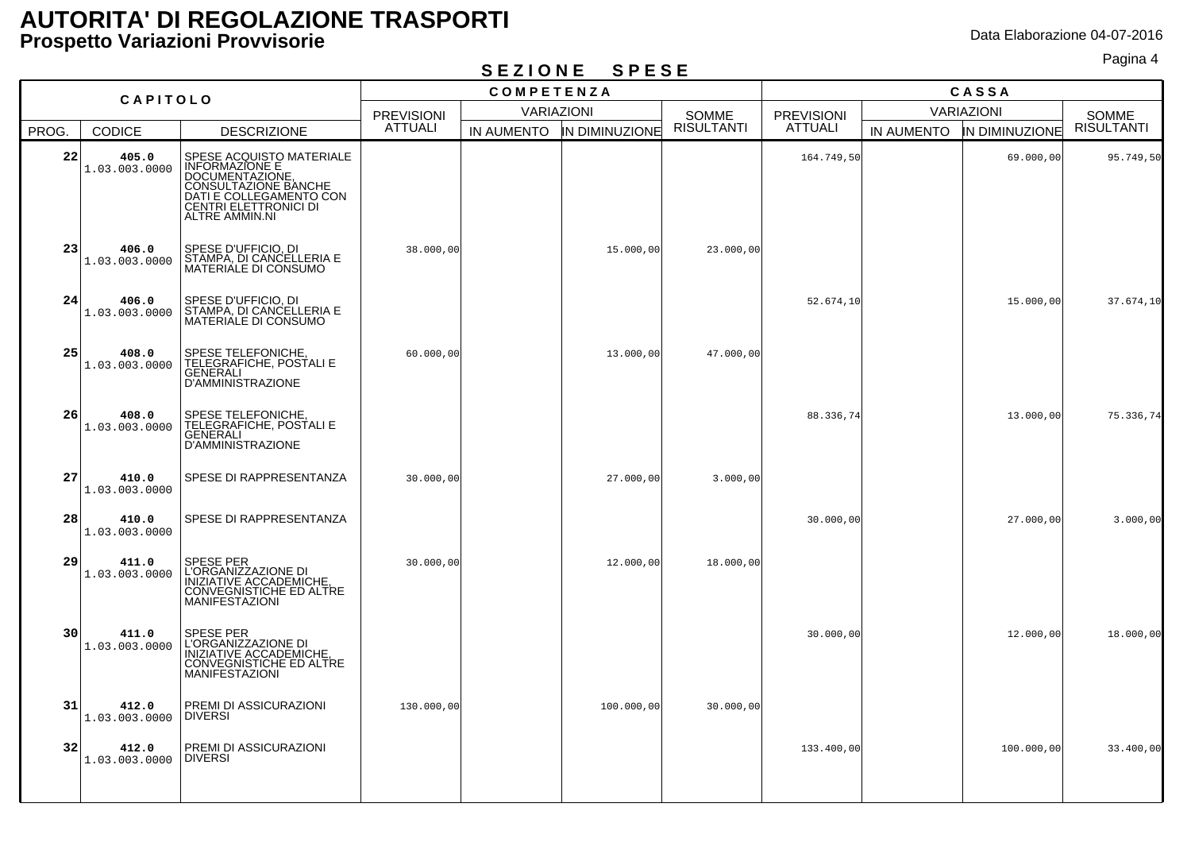# AUTORITA' DI REGOLAZIONE TRASPORTI

## Prospetto Variazioni Provvisorie

Data Elaborazione 04-07-2016

**SEZIONE SPESE**

| CAPITOLO | | | COMPETENZA | | | | CASSA | | | |
|---|---|---|---|---|---|---|---|---|---|---|
| PROG. | CODICE | DESCRIZIONE | PREVISIONI ATTUALI | VARIAZIONI IN AUMENTO | VARIAZIONI IN DIMINUZIONE | SOMME RISULTANTI | PREVISIONI ATTUALI | VARIAZIONI IN AUMENTO | VARIAZIONI IN DIMINUZIONE | SOMME RISULTANTI |
| **22** | **405.0** 1.03.003.0000 | SPESE ACQUISTO MATERIALE INFORMAZIONE E DOCUMENTAZIONE, CONSULTAZIONE BANCHE DATI E COLLEGAMENTO CON CENTRI ELETTRONICI DI ALTRE AMMIN.NI | | | | | 164.749,50 | | 69.000,00 | 95.749,50 |
| **23** | **406.0** 1.03.003.0000 | SPESE D'UFFICIO, DI STAMPA, DI CANCELLERIA E MATERIALE DI CONSUMO | 38.000,00 | | 15.000,00 | 23.000,00 | | | | |
| **24** | **406.0** 1.03.003.0000 | SPESE D'UFFICIO, DI STAMPA, DI CANCELLERIA E MATERIALE DI CONSUMO | | | | | 52.674,10 | | 15.000,00 | 37.674,10 |
| **25** | **408.0** 1.03.003.0000 | SPESE TELEFONICHE, TELEGRAFICHE, POSTALI E GENERALI D'AMMINISTRAZIONE | 60.000,00 | | 13.000,00 | 47.000,00 | | | | |
| **26** | **408.0** 1.03.003.0000 | SPESE TELEFONICHE, TELEGRAFICHE, POSTALI E GENERALI D'AMMINISTRAZIONE | | | | | 88.336,74 | | 13.000,00 | 75.336,74 |
| **27** | **410.0** 1.03.003.0000 | SPESE DI RAPPRESENTANZA | 30.000,00 | | 27.000,00 | 3.000,00 | | | | |
| **28** | **410.0** 1.03.003.0000 | SPESE DI RAPPRESENTANZA | | | | | 30.000,00 | | 27.000,00 | 3.000,00 |
| **29** | **411.0** 1.03.003.0000 | SPESE PER L'ORGANIZZAZIONE DI INIZIATIVE ACCADEMICHE, CONVEGNISTICHE ED ALTRE MANIFESTAZIONI | 30.000,00 | | 12.000,00 | 18.000,00 | | | | |
| **30** | **411.0** 1.03.003.0000 | SPESE PER L'ORGANIZZAZIONE DI INIZIATIVE ACCADEMICHE, CONVEGNISTICHE ED ALTRE MANIFESTAZIONI | | | | | 30.000,00 | | 12.000,00 | 18.000,00 |
| **31** | **412.0** 1.03.003.0000 | PREMI DI ASSICURAZIONI DIVERSI | 130.000,00 | | 100.000,00 | 30.000,00 | | | | |
| **32** | **412.0** 1.03.003.0000 | PREMI DI ASSICURAZIONI DIVERSI | | | | | 133.400,00 | | 100.000,00 | 33.400,00 |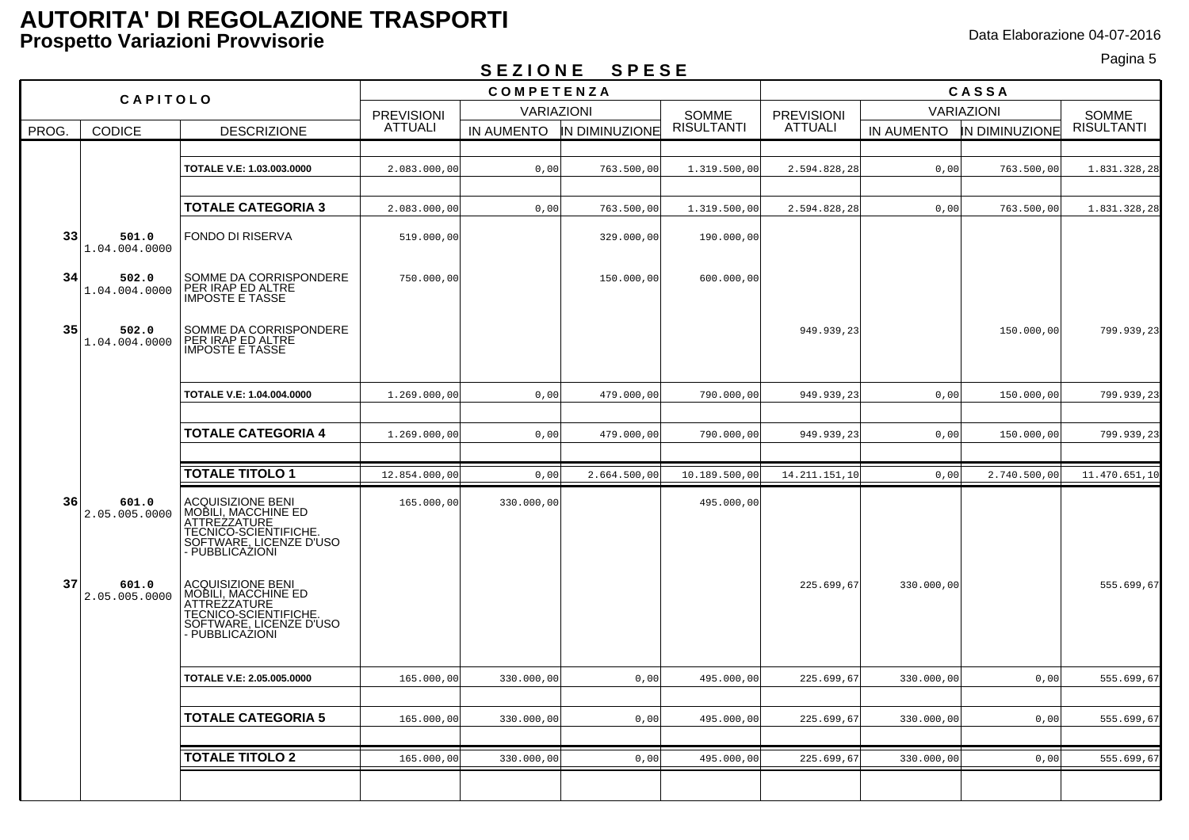# AUTORITA' DI REGOLAZIONE TRASPORTI

## Prospetto Variazioni Provvisorie

Data Elaborazione 04-07-2016

**SEZIONE SPESE**

| CAPITOLO | | | COMPETENZA | | | | CASSA | | | |
|---|---|---|---|---|---|---|---|---|---|---|
| | | | PREVISIONI ATTUALI | VARIAZIONI | | SOMME RISULTANTI | PREVISIONI ATTUALI | VARIAZIONI | | SOMME RISULTANTI |
| PROG. | CODICE | DESCRIZIONE | | IN AUMENTO | IN DIMINUZIONE | | | IN AUMENTO | IN DIMINUZIONE | |
| | | **TOTALE V.E: 1.03.003.0000** | 2.083.000,00 | 0,00 | 763.500,00 | 1.319.500,00 | 2.594.828,28 | 0,00 | 763.500,00 | 1.831.328,28 |
| | | **TOTALE CATEGORIA 3** | 2.083.000,00 | 0,00 | 763.500,00 | 1.319.500,00 | 2.594.828,28 | 0,00 | 763.500,00 | 1.831.328,28 |
| **33** | **501.0** 1.04.004.0000 | FONDO DI RISERVA | 519.000,00 | | 329.000,00 | 190.000,00 | | | | |
| **34** | **502.0** 1.04.004.0000 | SOMME DA CORRISPONDERE PER IRAP ED ALTRE IMPOSTE E TASSE | 750.000,00 | | 150.000,00 | 600.000,00 | | | | |
| **35** | **502.0** 1.04.004.0000 | SOMME DA CORRISPONDERE PER IRAP ED ALTRE IMPOSTE E TASSE | | | | | 949.939,23 | | 150.000,00 | 799.939,23 |
| | | **TOTALE V.E: 1.04.004.0000** | 1.269.000,00 | 0,00 | 479.000,00 | 790.000,00 | 949.939,23 | 0,00 | 150.000,00 | 799.939,23 |
| | | **TOTALE CATEGORIA 4** | 1.269.000,00 | 0,00 | 479.000,00 | 790.000,00 | 949.939,23 | 0,00 | 150.000,00 | 799.939,23 |
| | | **TOTALE TITOLO 1** | 12.854.000,00 | 0,00 | 2.664.500,00 | 10.189.500,00 | 14.211.151,10 | 0,00 | 2.740.500,00 | 11.470.651,10 |
| **36** | **601.0** 2.05.005.0000 | ACQUISIZIONE BENI MOBILI, MACCHINE ED ATTREZZATURE TECNICO-SCIENTIFICHE. SOFTWARE, LICENZE D'USO - PUBBLICAZIONI | 165.000,00 | 330.000,00 | | 495.000,00 | | | | |
| **37** | **601.0** 2.05.005.0000 | ACQUISIZIONE BENI MOBILI, MACCHINE ED ATTREZZATURE TECNICO-SCIENTIFICHE. SOFTWARE, LICENZE D'USO - PUBBLICAZIONI | | | | | 225.699,67 | 330.000,00 | | 555.699,67 |
| | | **TOTALE V.E: 2.05.005.0000** | 165.000,00 | 330.000,00 | 0,00 | 495.000,00 | 225.699,67 | 330.000,00 | 0,00 | 555.699,67 |
| | | **TOTALE CATEGORIA 5** | 165.000,00 | 330.000,00 | 0,00 | 495.000,00 | 225.699,67 | 330.000,00 | 0,00 | 555.699,67 |
| | | **TOTALE TITOLO 2** | 165.000,00 | 330.000,00 | 0,00 | 495.000,00 | 225.699,67 | 330.000,00 | 0,00 | 555.699,67 |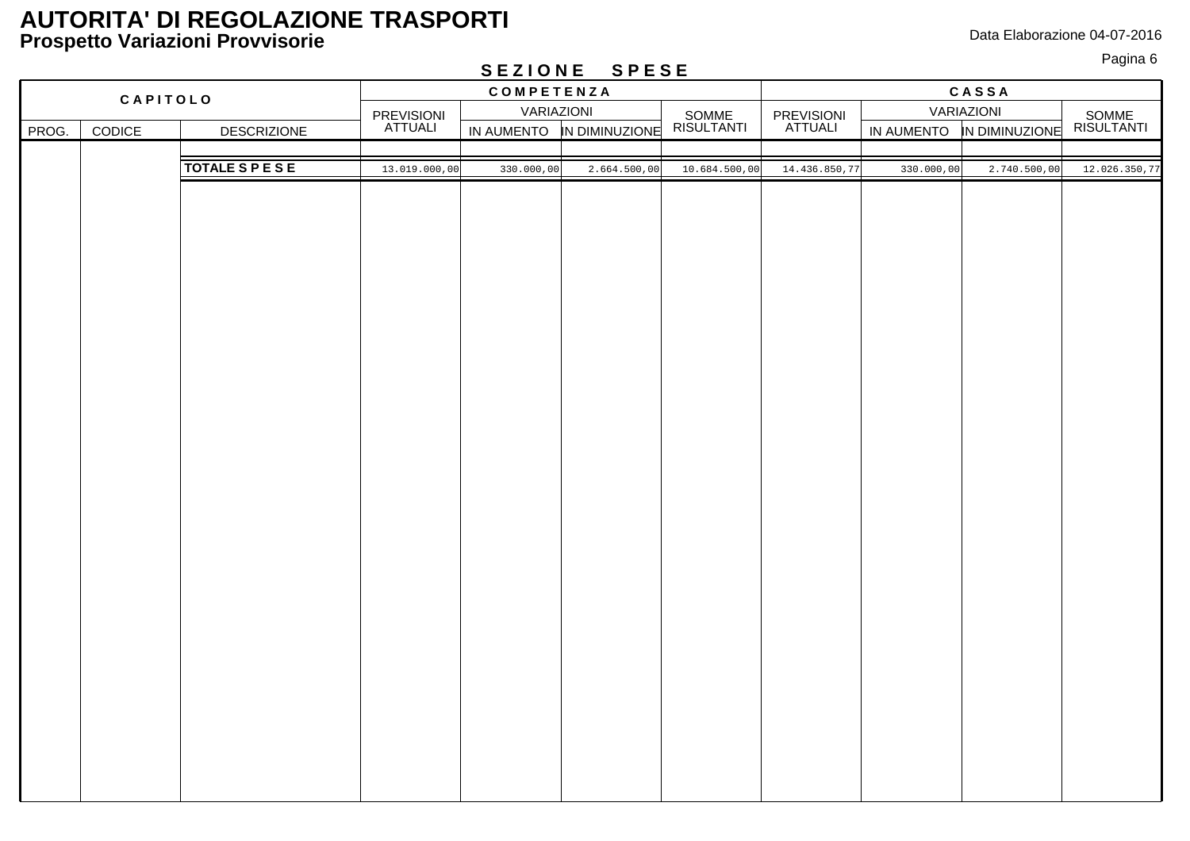# AUTORITA' DI REGOLAZIONE TRASPORTI

## Prospetto Variazioni Provvisorie

Data Elaborazione 04-07-2016

### S E Z I O N E   S P E S E

| CAPITOLO | | | COMPETENZA | | | | CASSA | | | |
|---|---|---|---|---|---|---|---|---|---|---|
| | | | PREVISIONI ATTUALI | VARIAZIONI | | SOMME RISULTANTI | PREVISIONI ATTUALI | VARIAZIONI | | SOMME RISULTANTI |
| PROG. | CODICE | DESCRIZIONE | | IN AUMENTO | IN DIMINUZIONE | | | IN AUMENTO | IN DIMINUZIONE | |
| | | **TOTALE S P E S E** | 13.019.000,00 | 330.000,00 | 2.664.500,00 | 10.684.500,00 | 14.436.850,77 | 330.000,00 | 2.740.500,00 | 12.026.350,77 |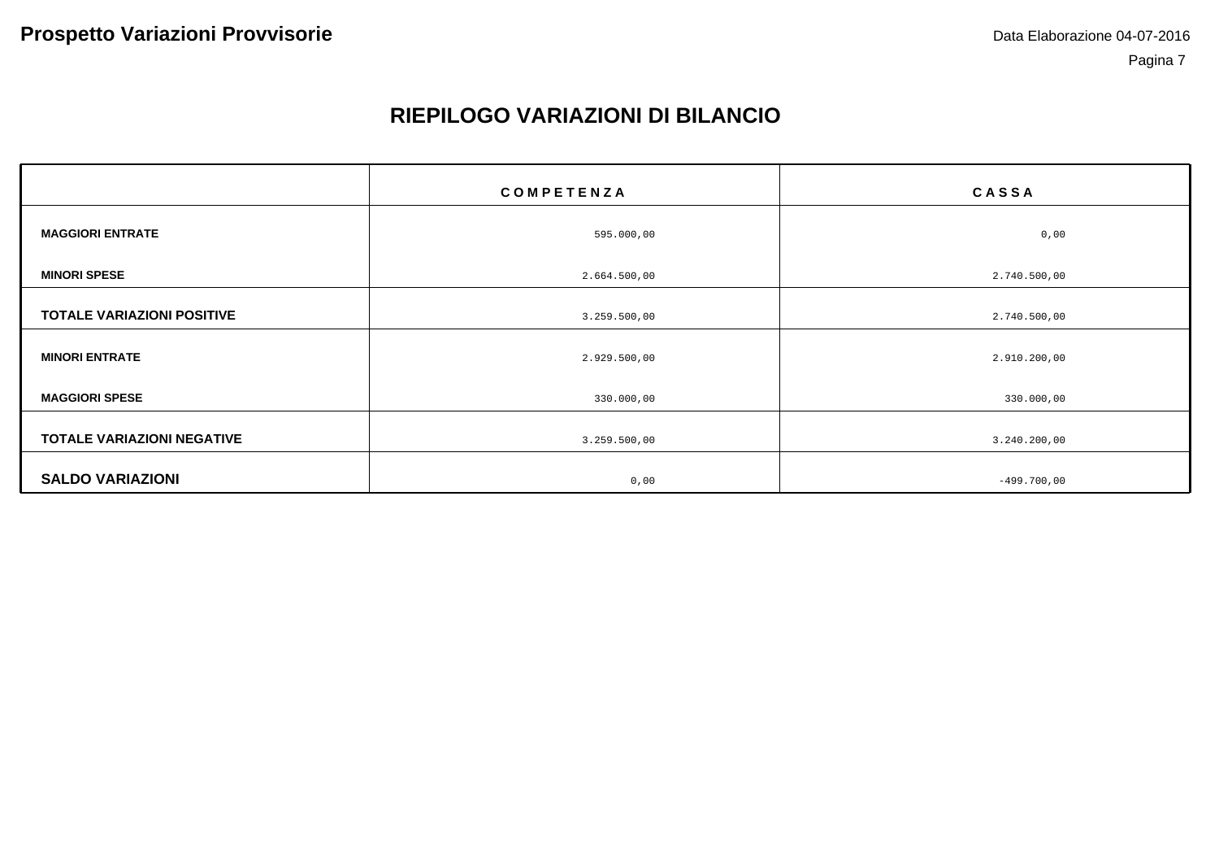# Prospetto Variazioni Provvisorie

Data Elaborazione 04-07-2016

## RIEPILOGO VARIAZIONI DI BILANCIO

| | COMPETENZA | CASSA |
|---|---|---|
| **MAGGIORI ENTRATE** | 595.000,00 | 0,00 |
| **MINORI SPESE** | 2.664.500,00 | 2.740.500,00 |
| **TOTALE VARIAZIONI POSITIVE** | 3.259.500,00 | 2.740.500,00 |
| **MINORI ENTRATE** | 2.929.500,00 | 2.910.200,00 |
| **MAGGIORI SPESE** | 330.000,00 | 330.000,00 |
| **TOTALE VARIAZIONI NEGATIVE** | 3.259.500,00 | 3.240.200,00 |
| **SALDO VARIAZIONI** | 0,00 | -499.700,00 |